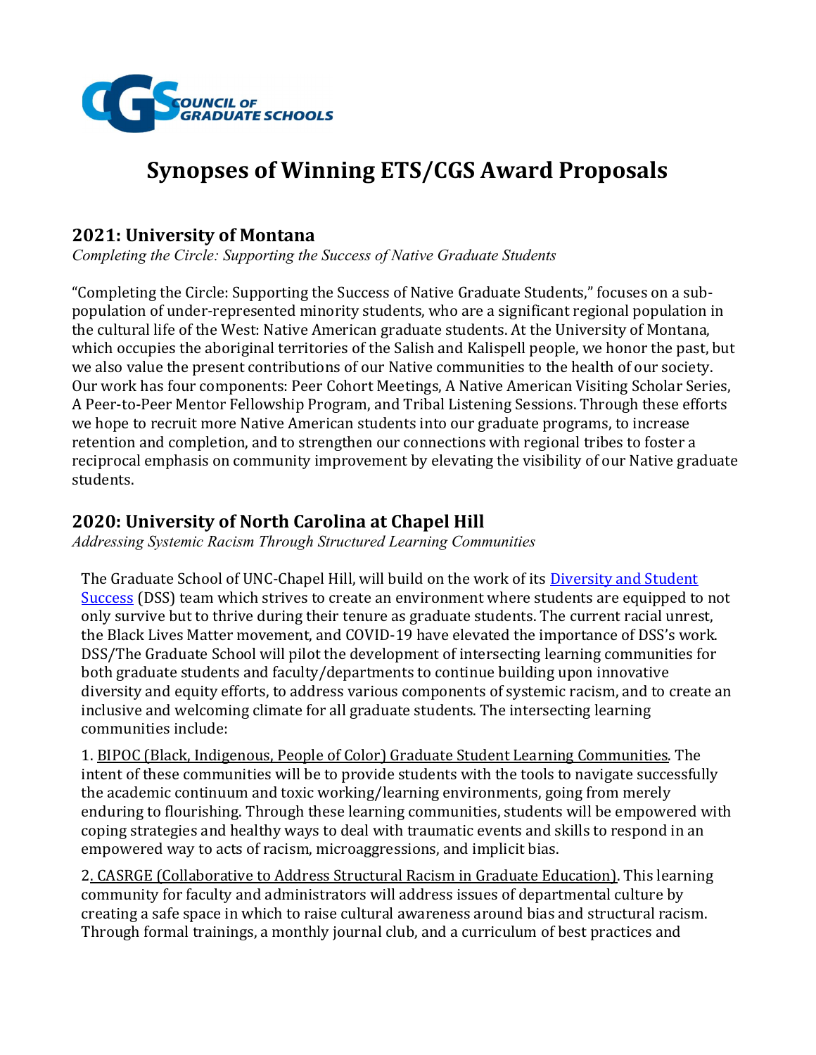COUNCIL OF GRADUATE SCHOOLS

# Synopses of Winning ETS/CGS Award Proposals

## 2021: University of Montana

*Completing the Circle: Supporting the Success of Native Graduate Students*

"Completing the Circle: Supporting the Success of Native Graduate Students," focuses on a sub-population of under-represented minority students, who are a significant regional population in the cultural life of the West: Native American graduate students. At the University of Montana, which occupies the aboriginal territories of the Salish and Kalispell people, we honor the past, but we also value the present contributions of our Native communities to the health of our society. Our work has four components: Peer Cohort Meetings, A Native American Visiting Scholar Series, A Peer-to-Peer Mentor Fellowship Program, and Tribal Listening Sessions. Through these efforts we hope to recruit more Native American students into our graduate programs, to increase retention and completion, and to strengthen our connections with regional tribes to foster a reciprocal emphasis on community improvement by elevating the visibility of our Native graduate students.

## 2020: University of North Carolina at Chapel Hill

*Addressing Systemic Racism Through Structured Learning Communities*

The Graduate School of UNC-Chapel Hill, will build on the work of its Diversity and Student Success (DSS) team which strives to create an environment where students are equipped to not only survive but to thrive during their tenure as graduate students. The current racial unrest, the Black Lives Matter movement, and COVID-19 have elevated the importance of DSS's work. DSS/The Graduate School will pilot the development of intersecting learning communities for both graduate students and faculty/departments to continue building upon innovative diversity and equity efforts, to address various components of systemic racism, and to create an inclusive and welcoming climate for all graduate students. The intersecting learning communities include:

1. BIPOC (Black, Indigenous, People of Color) Graduate Student Learning Communities. The intent of these communities will be to provide students with the tools to navigate successfully the academic continuum and toxic working/learning environments, going from merely enduring to flourishing. Through these learning communities, students will be empowered with coping strategies and healthy ways to deal with traumatic events and skills to respond in an empowered way to acts of racism, microaggressions, and implicit bias.

2. CASRGE (Collaborative to Address Structural Racism in Graduate Education). This learning community for faculty and administrators will address issues of departmental culture by creating a safe space in which to raise cultural awareness around bias and structural racism. Through formal trainings, a monthly journal club, and a curriculum of best practices and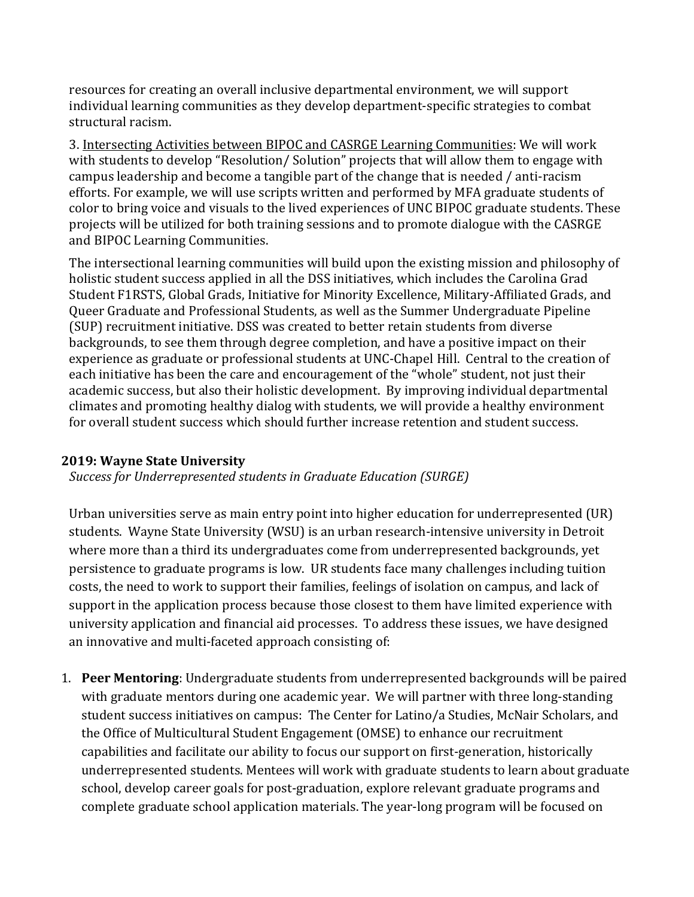resources for creating an overall inclusive departmental environment, we will support individual learning communities as they develop department-specific strategies to combat structural racism.

3. Intersecting Activities between BIPOC and CASRGE Learning Communities: We will work with students to develop "Resolution/ Solution" projects that will allow them to engage with campus leadership and become a tangible part of the change that is needed / anti-racism efforts. For example, we will use scripts written and performed by MFA graduate students of color to bring voice and visuals to the lived experiences of UNC BIPOC graduate students. These projects will be utilized for both training sessions and to promote dialogue with the CASRGE and BIPOC Learning Communities.

The intersectional learning communities will build upon the existing mission and philosophy of holistic student success applied in all the DSS initiatives, which includes the Carolina Grad Student F1RSTS, Global Grads, Initiative for Minority Excellence, Military-Affiliated Grads, and Queer Graduate and Professional Students, as well as the Summer Undergraduate Pipeline (SUP) recruitment initiative. DSS was created to better retain students from diverse backgrounds, to see them through degree completion, and have a positive impact on their experience as graduate or professional students at UNC-Chapel Hill. Central to the creation of each initiative has been the care and encouragement of the "whole" student, not just their academic success, but also their holistic development. By improving individual departmental climates and promoting healthy dialog with students, we will provide a healthy environment for overall student success which should further increase retention and student success.

### 2019: Wayne State University

*Success for Underrepresented students in Graduate Education (SURGE)*

Urban universities serve as main entry point into higher education for underrepresented (UR) students. Wayne State University (WSU) is an urban research-intensive university in Detroit where more than a third its undergraduates come from underrepresented backgrounds, yet persistence to graduate programs is low. UR students face many challenges including tuition costs, the need to work to support their families, feelings of isolation on campus, and lack of support in the application process because those closest to them have limited experience with university application and financial aid processes. To address these issues, we have designed an innovative and multi-faceted approach consisting of:

1. **Peer Mentoring**: Undergraduate students from underrepresented backgrounds will be paired with graduate mentors during one academic year. We will partner with three long-standing student success initiatives on campus: The Center for Latino/a Studies, McNair Scholars, and the Office of Multicultural Student Engagement (OMSE) to enhance our recruitment capabilities and facilitate our ability to focus our support on first-generation, historically underrepresented students. Mentees will work with graduate students to learn about graduate school, develop career goals for post-graduation, explore relevant graduate programs and complete graduate school application materials. The year-long program will be focused on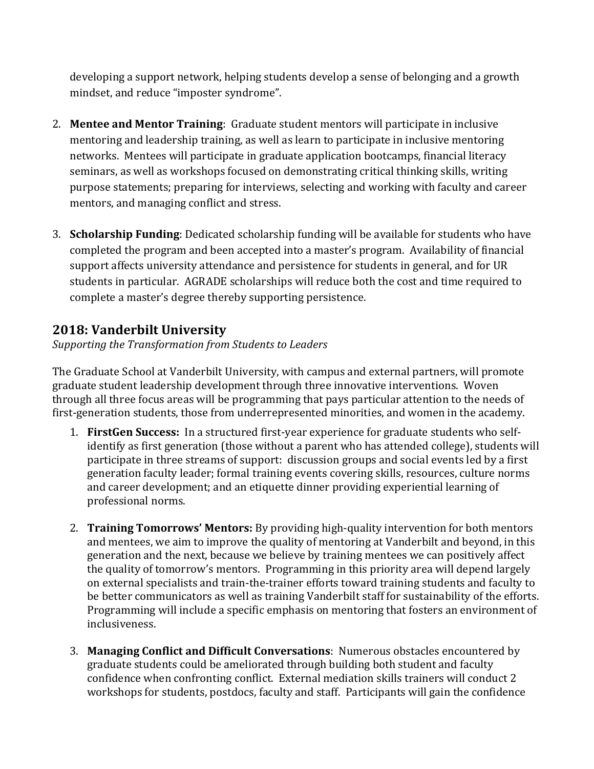developing a support network, helping students develop a sense of belonging and a growth mindset, and reduce "imposter syndrome".

2. **Mentee and Mentor Training**: Graduate student mentors will participate in inclusive mentoring and leadership training, as well as learn to participate in inclusive mentoring networks. Mentees will participate in graduate application bootcamps, financial literacy seminars, as well as workshops focused on demonstrating critical thinking skills, writing purpose statements; preparing for interviews, selecting and working with faculty and career mentors, and managing conflict and stress.

3. **Scholarship Funding**: Dedicated scholarship funding will be available for students who have completed the program and been accepted into a master's program. Availability of financial support affects university attendance and persistence for students in general, and for UR students in particular. AGRADE scholarships will reduce both the cost and time required to complete a master's degree thereby supporting persistence.

## 2018: Vanderbilt University

*Supporting the Transformation from Students to Leaders*

The Graduate School at Vanderbilt University, with campus and external partners, will promote graduate student leadership development through three innovative interventions. Woven through all three focus areas will be programming that pays particular attention to the needs of first-generation students, those from underrepresented minorities, and women in the academy.

1. **FirstGen Success:** In a structured first-year experience for graduate students who self-identify as first generation (those without a parent who has attended college), students will participate in three streams of support: discussion groups and social events led by a first generation faculty leader; formal training events covering skills, resources, culture norms and career development; and an etiquette dinner providing experiential learning of professional norms.

2. **Training Tomorrows' Mentors:** By providing high-quality intervention for both mentors and mentees, we aim to improve the quality of mentoring at Vanderbilt and beyond, in this generation and the next, because we believe by training mentees we can positively affect the quality of tomorrow's mentors. Programming in this priority area will depend largely on external specialists and train-the-trainer efforts toward training students and faculty to be better communicators as well as training Vanderbilt staff for sustainability of the efforts. Programming will include a specific emphasis on mentoring that fosters an environment of inclusiveness.

3. **Managing Conflict and Difficult Conversations**: Numerous obstacles encountered by graduate students could be ameliorated through building both student and faculty confidence when confronting conflict. External mediation skills trainers will conduct 2 workshops for students, postdocs, faculty and staff. Participants will gain the confidence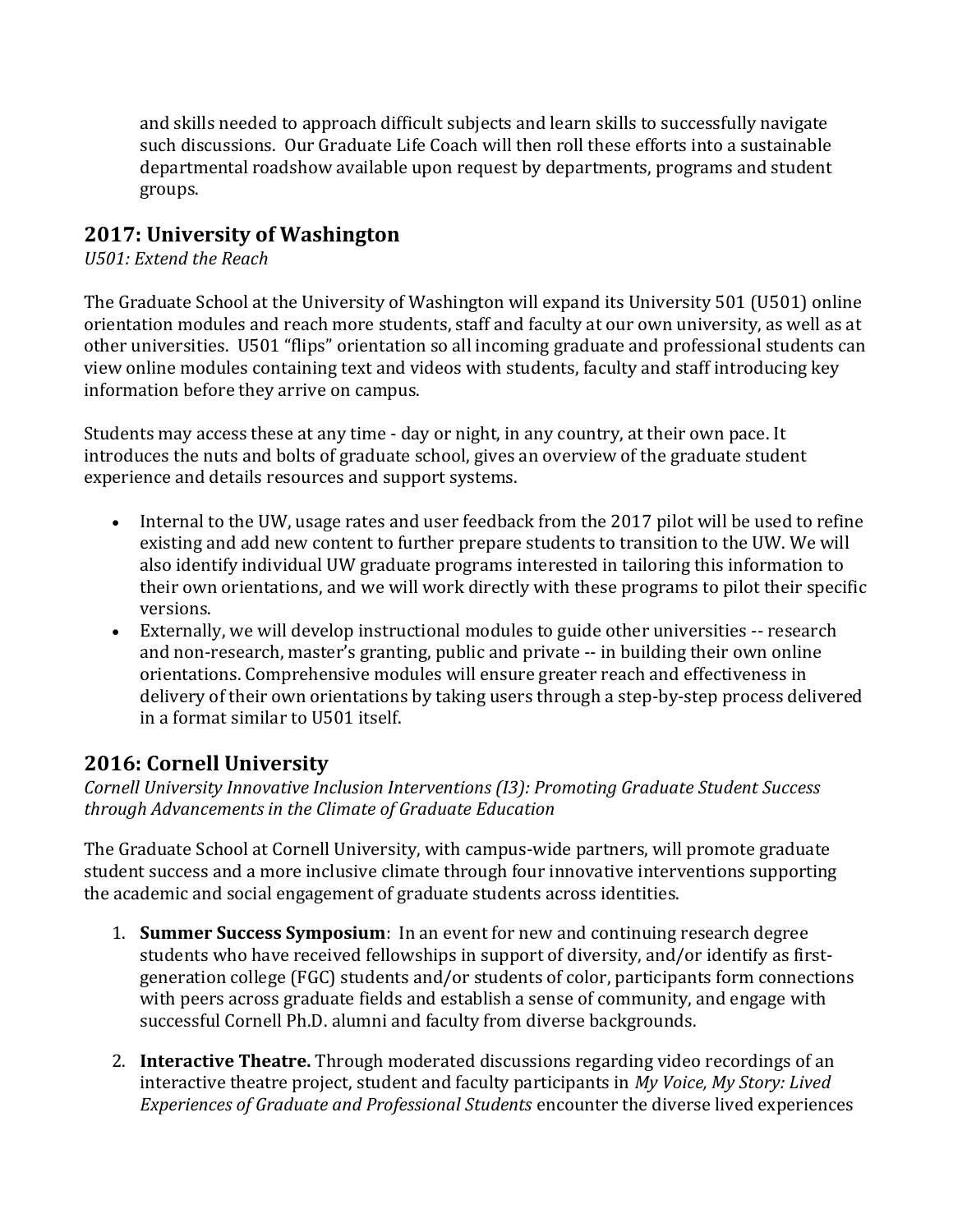and skills needed to approach difficult subjects and learn skills to successfully navigate such discussions. Our Graduate Life Coach will then roll these efforts into a sustainable departmental roadshow available upon request by departments, programs and student groups.

## 2017: University of Washington

*U501: Extend the Reach*

The Graduate School at the University of Washington will expand its University 501 (U501) online orientation modules and reach more students, staff and faculty at our own university, as well as at other universities. U501 "flips" orientation so all incoming graduate and professional students can view online modules containing text and videos with students, faculty and staff introducing key information before they arrive on campus.

Students may access these at any time - day or night, in any country, at their own pace. It introduces the nuts and bolts of graduate school, gives an overview of the graduate student experience and details resources and support systems.

- Internal to the UW, usage rates and user feedback from the 2017 pilot will be used to refine existing and add new content to further prepare students to transition to the UW. We will also identify individual UW graduate programs interested in tailoring this information to their own orientations, and we will work directly with these programs to pilot their specific versions.
- Externally, we will develop instructional modules to guide other universities -- research and non-research, master's granting, public and private -- in building their own online orientations. Comprehensive modules will ensure greater reach and effectiveness in delivery of their own orientations by taking users through a step-by-step process delivered in a format similar to U501 itself.

## 2016: Cornell University

*Cornell University Innovative Inclusion Interventions (I3): Promoting Graduate Student Success through Advancements in the Climate of Graduate Education*

The Graduate School at Cornell University, with campus-wide partners, will promote graduate student success and a more inclusive climate through four innovative interventions supporting the academic and social engagement of graduate students across identities.

1. **Summer Success Symposium**: In an event for new and continuing research degree students who have received fellowships in support of diversity, and/or identify as first-generation college (FGC) students and/or students of color, participants form connections with peers across graduate fields and establish a sense of community, and engage with successful Cornell Ph.D. alumni and faculty from diverse backgrounds.

2. **Interactive Theatre.** Through moderated discussions regarding video recordings of an interactive theatre project, student and faculty participants in *My Voice, My Story: Lived Experiences of Graduate and Professional Students* encounter the diverse lived experiences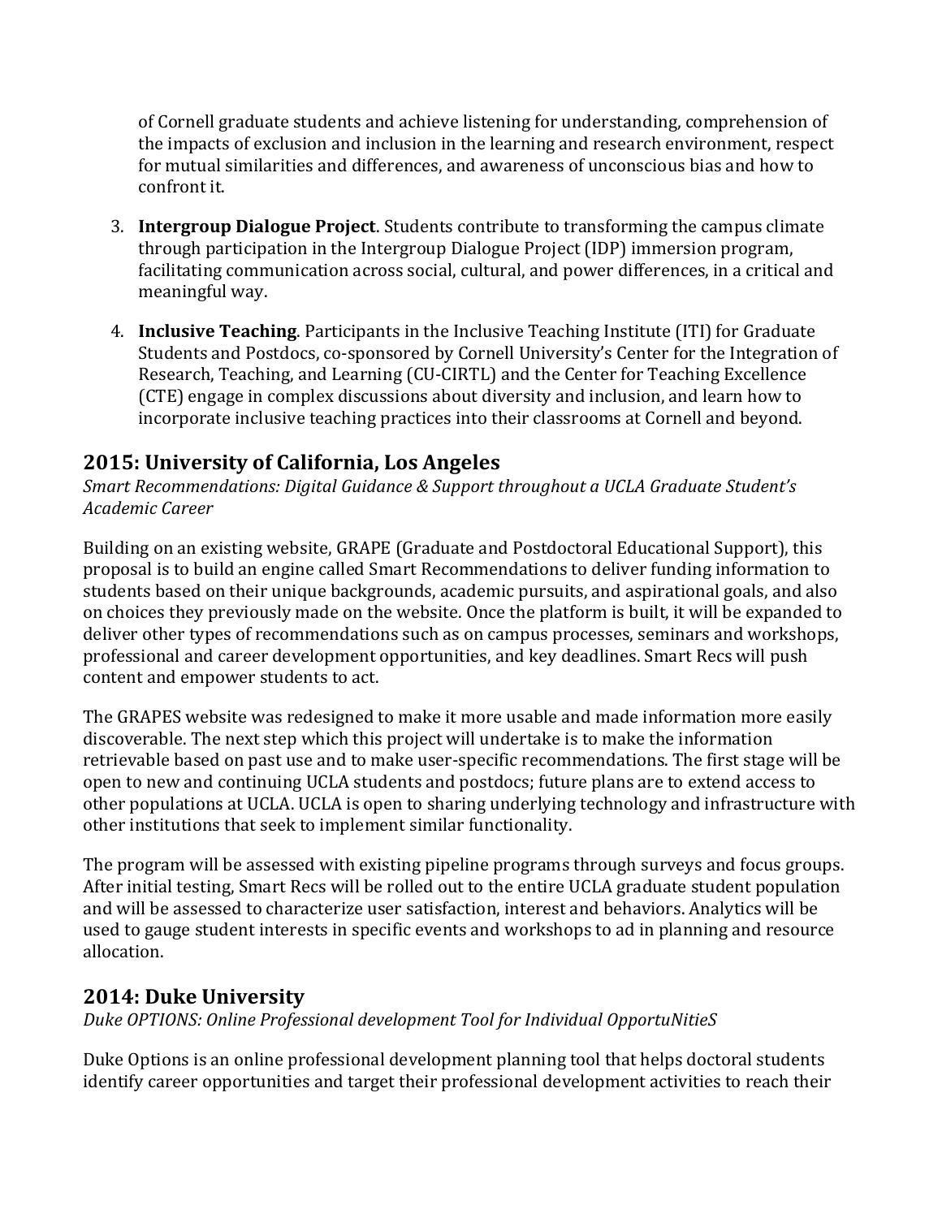of Cornell graduate students and achieve listening for understanding, comprehension of the impacts of exclusion and inclusion in the learning and research environment, respect for mutual similarities and differences, and awareness of unconscious bias and how to confront it.

3. **Intergroup Dialogue Project**. Students contribute to transforming the campus climate through participation in the Intergroup Dialogue Project (IDP) immersion program, facilitating communication across social, cultural, and power differences, in a critical and meaningful way.

4. **Inclusive Teaching**. Participants in the Inclusive Teaching Institute (ITI) for Graduate Students and Postdocs, co-sponsored by Cornell University's Center for the Integration of Research, Teaching, and Learning (CU-CIRTL) and the Center for Teaching Excellence (CTE) engage in complex discussions about diversity and inclusion, and learn how to incorporate inclusive teaching practices into their classrooms at Cornell and beyond.

## 2015: University of California, Los Angeles

*Smart Recommendations: Digital Guidance & Support throughout a UCLA Graduate Student's Academic Career*

Building on an existing website, GRAPE (Graduate and Postdoctoral Educational Support), this proposal is to build an engine called Smart Recommendations to deliver funding information to students based on their unique backgrounds, academic pursuits, and aspirational goals, and also on choices they previously made on the website. Once the platform is built, it will be expanded to deliver other types of recommendations such as on campus processes, seminars and workshops, professional and career development opportunities, and key deadlines. Smart Recs will push content and empower students to act.

The GRAPES website was redesigned to make it more usable and made information more easily discoverable. The next step which this project will undertake is to make the information retrievable based on past use and to make user-specific recommendations. The first stage will be open to new and continuing UCLA students and postdocs; future plans are to extend access to other populations at UCLA. UCLA is open to sharing underlying technology and infrastructure with other institutions that seek to implement similar functionality.

The program will be assessed with existing pipeline programs through surveys and focus groups. After initial testing, Smart Recs will be rolled out to the entire UCLA graduate student population and will be assessed to characterize user satisfaction, interest and behaviors. Analytics will be used to gauge student interests in specific events and workshops to ad in planning and resource allocation.

## 2014: Duke University

*Duke OPTIONS: Online Professional development Tool for Individual OpportuNitieS*

Duke Options is an online professional development planning tool that helps doctoral students identify career opportunities and target their professional development activities to reach their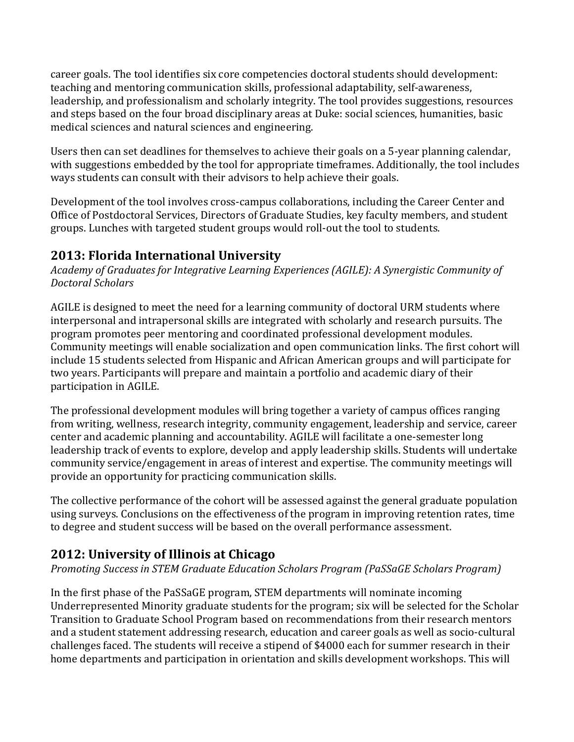career goals. The tool identifies six core competencies doctoral students should development: teaching and mentoring communication skills, professional adaptability, self-awareness, leadership, and professionalism and scholarly integrity. The tool provides suggestions, resources and steps based on the four broad disciplinary areas at Duke: social sciences, humanities, basic medical sciences and natural sciences and engineering.

Users then can set deadlines for themselves to achieve their goals on a 5-year planning calendar, with suggestions embedded by the tool for appropriate timeframes. Additionally, the tool includes ways students can consult with their advisors to help achieve their goals.

Development of the tool involves cross-campus collaborations, including the Career Center and Office of Postdoctoral Services, Directors of Graduate Studies, key faculty members, and student groups. Lunches with targeted student groups would roll-out the tool to students.

## 2013: Florida International University

*Academy of Graduates for Integrative Learning Experiences (AGILE): A Synergistic Community of Doctoral Scholars*

AGILE is designed to meet the need for a learning community of doctoral URM students where interpersonal and intrapersonal skills are integrated with scholarly and research pursuits. The program promotes peer mentoring and coordinated professional development modules. Community meetings will enable socialization and open communication links. The first cohort will include 15 students selected from Hispanic and African American groups and will participate for two years. Participants will prepare and maintain a portfolio and academic diary of their participation in AGILE.

The professional development modules will bring together a variety of campus offices ranging from writing, wellness, research integrity, community engagement, leadership and service, career center and academic planning and accountability. AGILE will facilitate a one-semester long leadership track of events to explore, develop and apply leadership skills. Students will undertake community service/engagement in areas of interest and expertise. The community meetings will provide an opportunity for practicing communication skills.

The collective performance of the cohort will be assessed against the general graduate population using surveys. Conclusions on the effectiveness of the program in improving retention rates, time to degree and student success will be based on the overall performance assessment.

## 2012: University of Illinois at Chicago

*Promoting Success in STEM Graduate Education Scholars Program (PaSSaGE Scholars Program)*

In the first phase of the PaSSaGE program, STEM departments will nominate incoming Underrepresented Minority graduate students for the program; six will be selected for the Scholar Transition to Graduate School Program based on recommendations from their research mentors and a student statement addressing research, education and career goals as well as socio-cultural challenges faced. The students will receive a stipend of $4000 each for summer research in their home departments and participation in orientation and skills development workshops. This will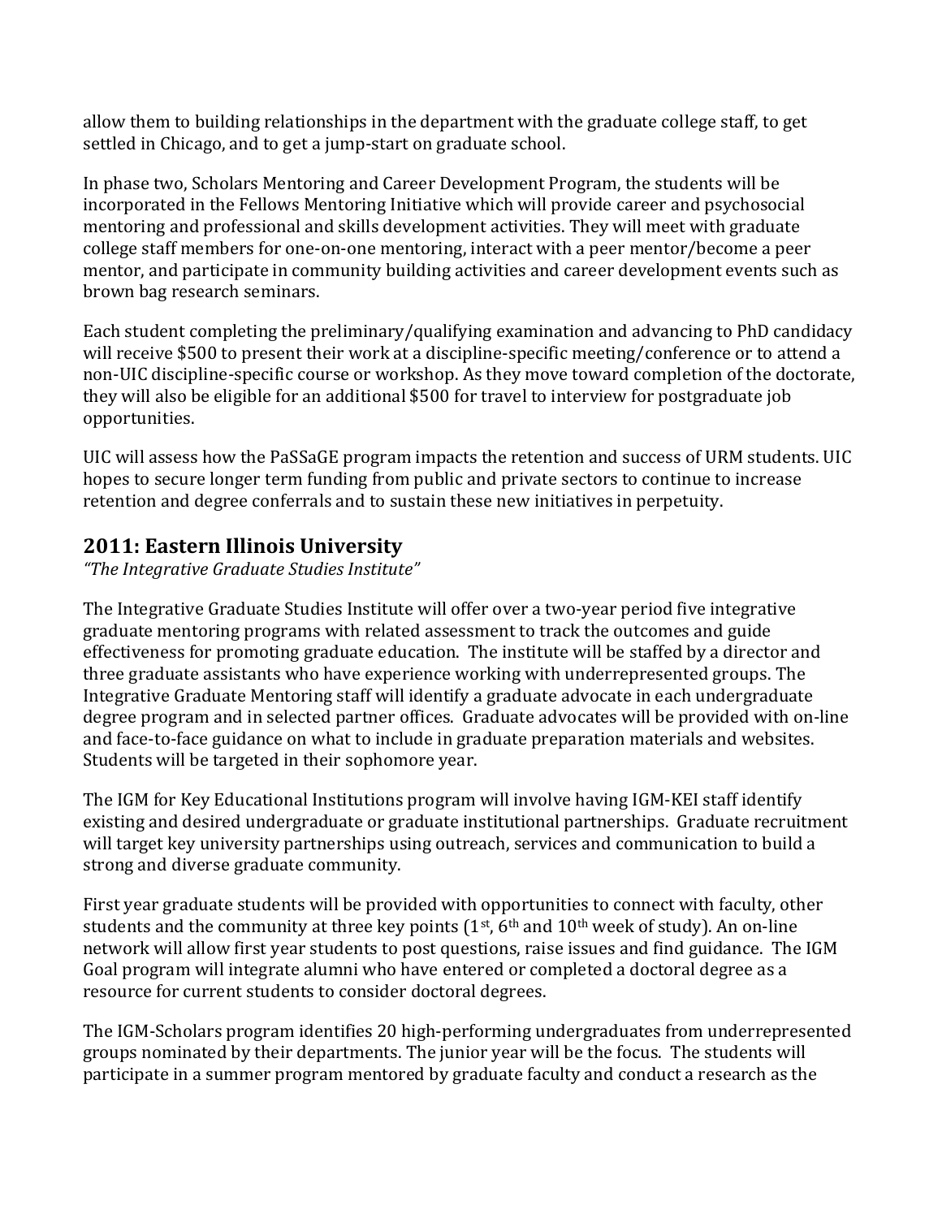allow them to building relationships in the department with the graduate college staff, to get settled in Chicago, and to get a jump-start on graduate school.

In phase two, Scholars Mentoring and Career Development Program, the students will be incorporated in the Fellows Mentoring Initiative which will provide career and psychosocial mentoring and professional and skills development activities. They will meet with graduate college staff members for one-on-one mentoring, interact with a peer mentor/become a peer mentor, and participate in community building activities and career development events such as brown bag research seminars.

Each student completing the preliminary/qualifying examination and advancing to PhD candidacy will receive $500 to present their work at a discipline-specific meeting/conference or to attend a non-UIC discipline-specific course or workshop. As they move toward completion of the doctorate, they will also be eligible for an additional $500 for travel to interview for postgraduate job opportunities.

UIC will assess how the PaSSaGE program impacts the retention and success of URM students. UIC hopes to secure longer term funding from public and private sectors to continue to increase retention and degree conferrals and to sustain these new initiatives in perpetuity.

## 2011: Eastern Illinois University

*"The Integrative Graduate Studies Institute"*

The Integrative Graduate Studies Institute will offer over a two-year period five integrative graduate mentoring programs with related assessment to track the outcomes and guide effectiveness for promoting graduate education. The institute will be staffed by a director and three graduate assistants who have experience working with underrepresented groups. The Integrative Graduate Mentoring staff will identify a graduate advocate in each undergraduate degree program and in selected partner offices. Graduate advocates will be provided with on-line and face-to-face guidance on what to include in graduate preparation materials and websites. Students will be targeted in their sophomore year.

The IGM for Key Educational Institutions program will involve having IGM-KEI staff identify existing and desired undergraduate or graduate institutional partnerships. Graduate recruitment will target key university partnerships using outreach, services and communication to build a strong and diverse graduate community.

First year graduate students will be provided with opportunities to connect with faculty, other students and the community at three key points (1st, 6th and 10th week of study). An on-line network will allow first year students to post questions, raise issues and find guidance. The IGM Goal program will integrate alumni who have entered or completed a doctoral degree as a resource for current students to consider doctoral degrees.

The IGM-Scholars program identifies 20 high-performing undergraduates from underrepresented groups nominated by their departments. The junior year will be the focus. The students will participate in a summer program mentored by graduate faculty and conduct a research as the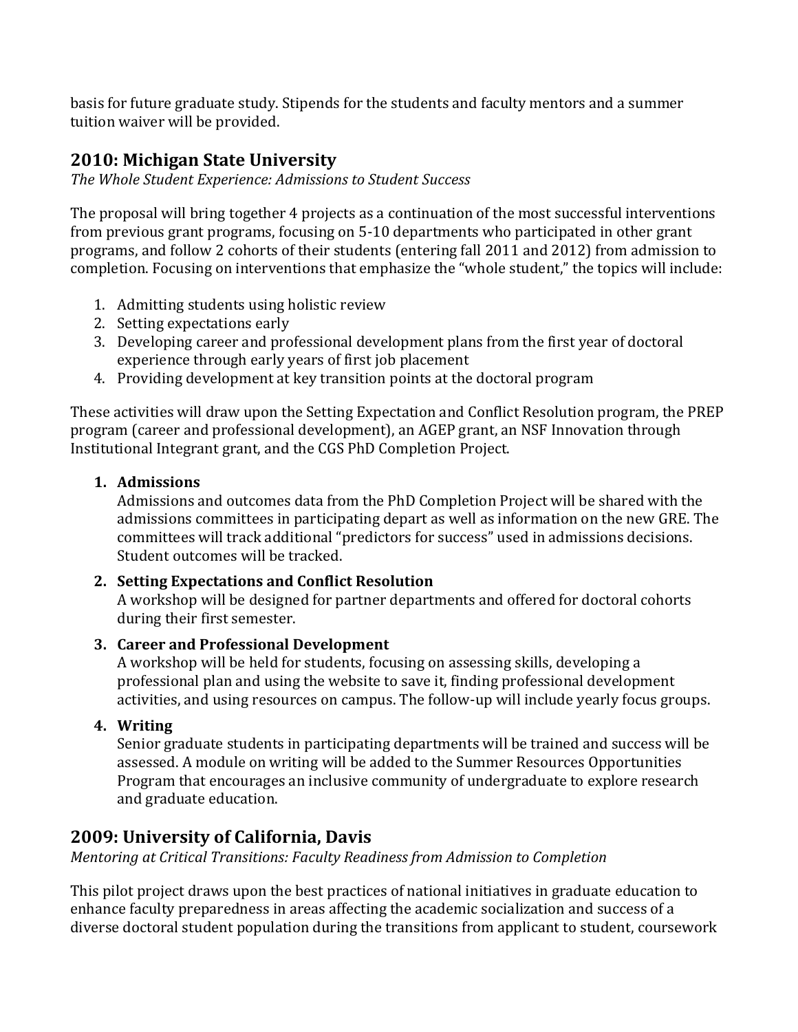basis for future graduate study. Stipends for the students and faculty mentors and a summer tuition waiver will be provided.

## 2010: Michigan State University

*The Whole Student Experience: Admissions to Student Success*

The proposal will bring together 4 projects as a continuation of the most successful interventions from previous grant programs, focusing on 5-10 departments who participated in other grant programs, and follow 2 cohorts of their students (entering fall 2011 and 2012) from admission to completion. Focusing on interventions that emphasize the "whole student," the topics will include:

1. Admitting students using holistic review
2. Setting expectations early
3. Developing career and professional development plans from the first year of doctoral experience through early years of first job placement
4. Providing development at key transition points at the doctoral program

These activities will draw upon the Setting Expectation and Conflict Resolution program, the PREP program (career and professional development), an AGEP grant, an NSF Innovation through Institutional Integrant grant, and the CGS PhD Completion Project.

1. **Admissions**
   Admissions and outcomes data from the PhD Completion Project will be shared with the admissions committees in participating depart as well as information on the new GRE. The committees will track additional "predictors for success" used in admissions decisions. Student outcomes will be tracked.
2. **Setting Expectations and Conflict Resolution**
   A workshop will be designed for partner departments and offered for doctoral cohorts during their first semester.
3. **Career and Professional Development**
   A workshop will be held for students, focusing on assessing skills, developing a professional plan and using the website to save it, finding professional development activities, and using resources on campus. The follow-up will include yearly focus groups.
4. **Writing**
   Senior graduate students in participating departments will be trained and success will be assessed. A module on writing will be added to the Summer Resources Opportunities Program that encourages an inclusive community of undergraduate to explore research and graduate education.

## 2009: University of California, Davis

*Mentoring at Critical Transitions: Faculty Readiness from Admission to Completion*

This pilot project draws upon the best practices of national initiatives in graduate education to enhance faculty preparedness in areas affecting the academic socialization and success of a diverse doctoral student population during the transitions from applicant to student, coursework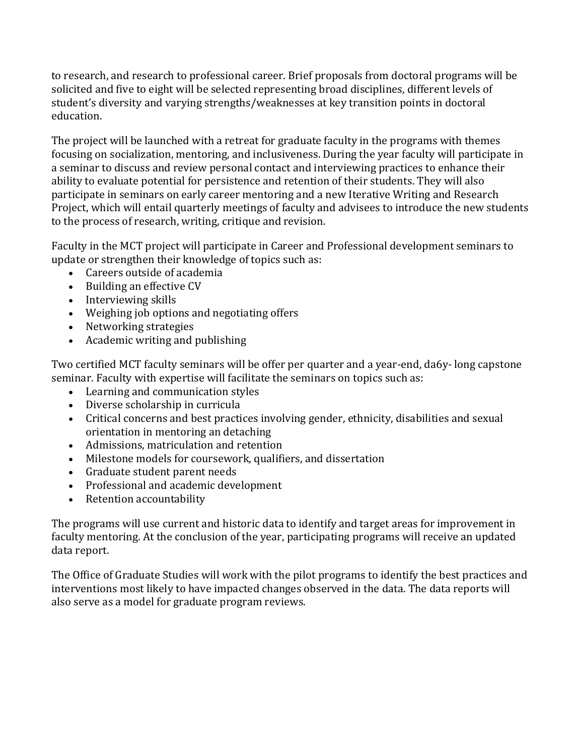to research, and research to professional career. Brief proposals from doctoral programs will be solicited and five to eight will be selected representing broad disciplines, different levels of student's diversity and varying strengths/weaknesses at key transition points in doctoral education.

The project will be launched with a retreat for graduate faculty in the programs with themes focusing on socialization, mentoring, and inclusiveness. During the year faculty will participate in a seminar to discuss and review personal contact and interviewing practices to enhance their ability to evaluate potential for persistence and retention of their students. They will also participate in seminars on early career mentoring and a new Iterative Writing and Research Project, which will entail quarterly meetings of faculty and advisees to introduce the new students to the process of research, writing, critique and revision.

Faculty in the MCT project will participate in Career and Professional development seminars to update or strengthen their knowledge of topics such as:

- Careers outside of academia
- Building an effective CV
- Interviewing skills
- Weighing job options and negotiating offers
- Networking strategies
- Academic writing and publishing

Two certified MCT faculty seminars will be offer per quarter and a year-end, da6y- long capstone seminar. Faculty with expertise will facilitate the seminars on topics such as:

- Learning and communication styles
- Diverse scholarship in curricula
- Critical concerns and best practices involving gender, ethnicity, disabilities and sexual orientation in mentoring an detaching
- Admissions, matriculation and retention
- Milestone models for coursework, qualifiers, and dissertation
- Graduate student parent needs
- Professional and academic development
- Retention accountability

The programs will use current and historic data to identify and target areas for improvement in faculty mentoring. At the conclusion of the year, participating programs will receive an updated data report.

The Office of Graduate Studies will work with the pilot programs to identify the best practices and interventions most likely to have impacted changes observed in the data. The data reports will also serve as a model for graduate program reviews.